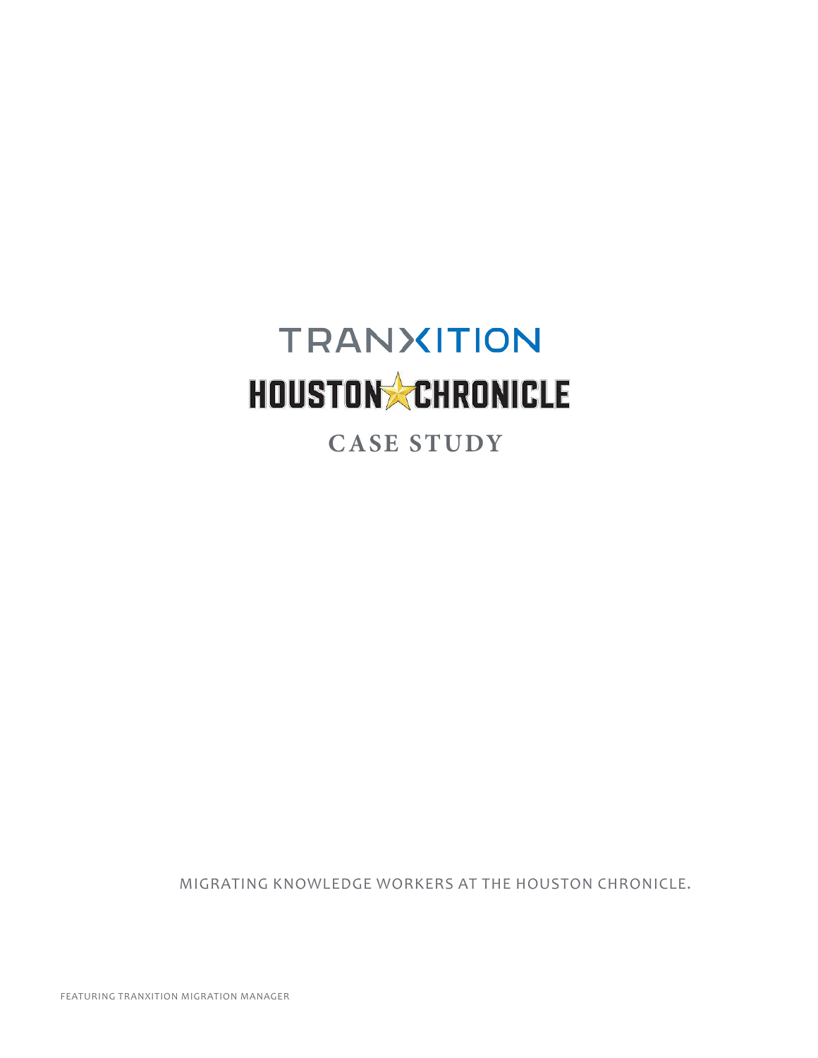# TRANXITION

# HOUSTON CHRONICLE

## CASE STUDY

MIGRATING KNOWLEDGE WORKERS AT THE HOUSTON CHRONICLE.

FEATURING TRANXITION MIGRATION MANAGER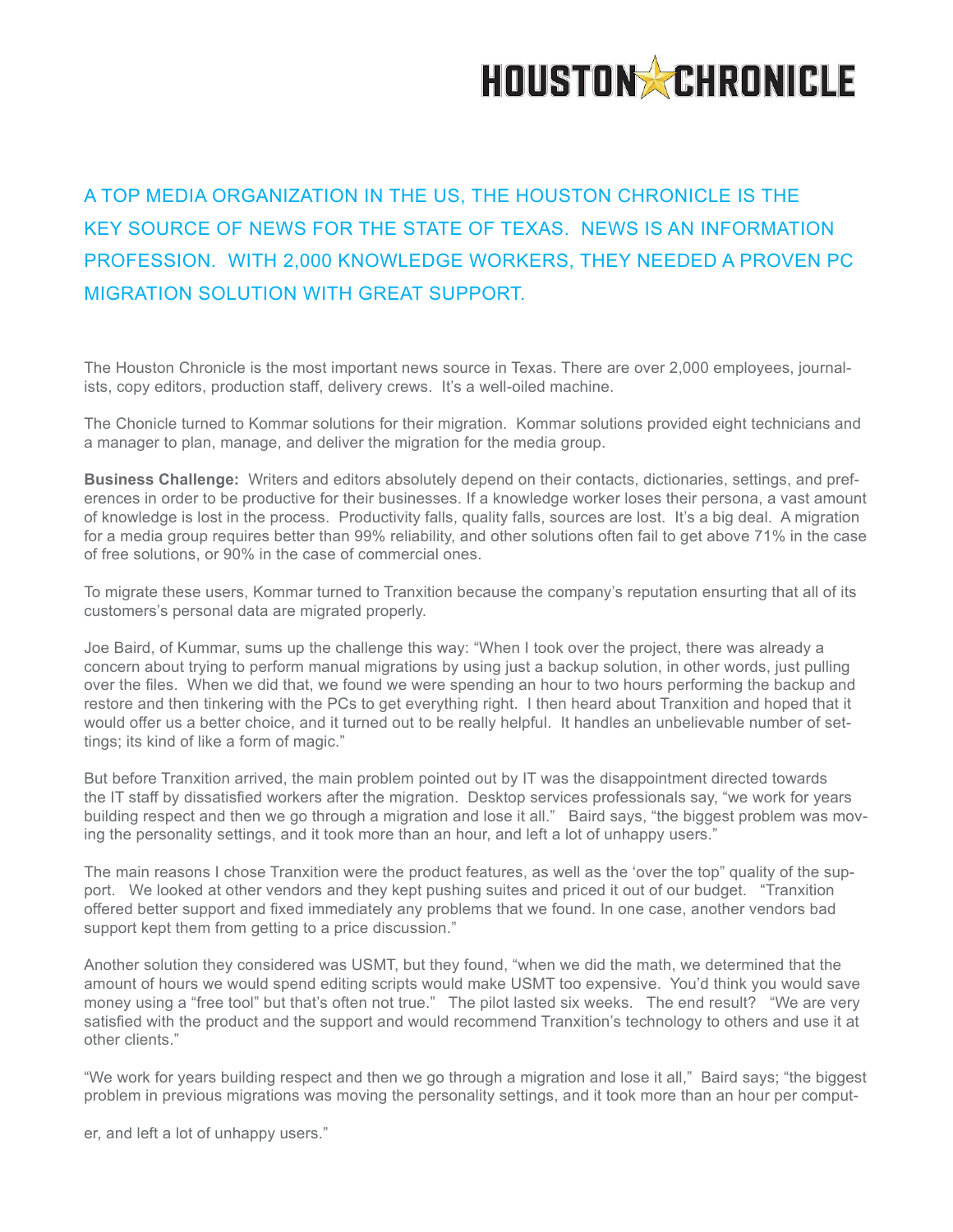# HOUSTON CHRONICLE

## A TOP MEDIA ORGANIZATION IN THE US, THE HOUSTON CHRONICLE IS THE KEY SOURCE OF NEWS FOR THE STATE OF TEXAS. NEWS IS AN INFORMATION PROFESSION. WITH 2,000 KNOWLEDGE WORKERS, THEY NEEDED A PROVEN PC MIGRATION SOLUTION WITH GREAT SUPPORT.

The Houston Chronicle is the most important news source in Texas. There are over 2,000 employees, journalists, copy editors, production staff, delivery crews. It's a well-oiled machine.

The Chonicle turned to Kommar solutions for their migration. Kommar solutions provided eight technicians and a manager to plan, manage, and deliver the migration for the media group.

**Business Challenge:** Writers and editors absolutely depend on their contacts, dictionaries, settings, and preferences in order to be productive for their businesses. If a knowledge worker loses their persona, a vast amount of knowledge is lost in the process. Productivity falls, quality falls, sources are lost. It's a big deal. A migration for a media group requires better than 99% reliability, and other solutions often fail to get above 71% in the case of free solutions, or 90% in the case of commercial ones.

To migrate these users, Kommar turned to Tranxition because the company's reputation ensturing that all of its customers's personal data are migrated properly.

Joe Baird, of Kummar, sums up the challenge this way: "When I took over the project, there was already a concern about trying to perform manual migrations by using just a backup solution, in other words, just pulling over the files. When we did that, we found we were spending an hour to two hours performing the backup and restore and then tinkering with the PCs to get everything right. I then heard about Tranxition and hoped that it would offer us a better choice, and it turned out to be really helpful. It handles an unbelievable number of settings; its kind of like a form of magic."

But before Tranxition arrived, the main problem pointed out by IT was the disappointment directed towards the IT staff by dissatisfied workers after the migration. Desktop services professionals say, "we work for years building respect and then we go through a migration and lose it all." Baird says, "the biggest problem was moving the personality settings, and it took more than an hour, and left a lot of unhappy users."

The main reasons I chose Tranxition were the product features, as well as the 'over the top" quality of the support. We looked at other vendors and they kept pushing suites and priced it out of our budget. "Tranxition offered better support and fixed immediately any problems that we found. In one case, another vendors bad support kept them from getting to a price discussion."

Another solution they considered was USMT, but they found, "when we did the math, we determined that the amount of hours we would spend editing scripts would make USMT too expensive. You'd think you would save money using a "free tool" but that's often not true." The pilot lasted six weeks. The end result? "We are very satisfied with the product and the support and would recommend Tranxition's technology to others and use it at other clients."

"We work for years building respect and then we go through a migration and lose it all," Baird says; "the biggest problem in previous migrations was moving the personality settings, and it took more than an hour per computer, and left a lot of unhappy users."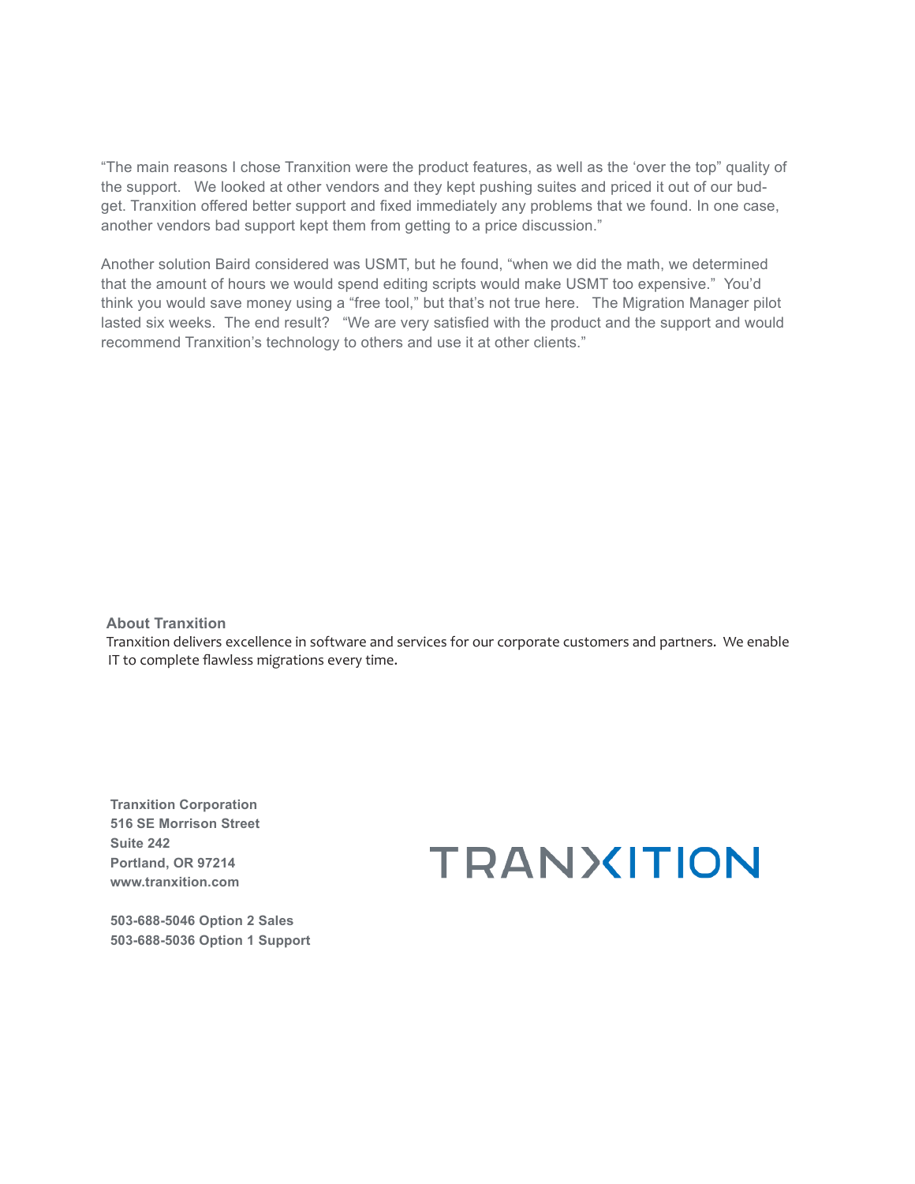"The main reasons I chose Tranxition were the product features, as well as the 'over the top" quality of the support. We looked at other vendors and they kept pushing suites and priced it out of our budget. Tranxition offered better support and fixed immediately any problems that we found. In one case, another vendors bad support kept them from getting to a price discussion."

Another solution Baird considered was USMT, but he found, "when we did the math, we determined that the amount of hours we would spend editing scripts would make USMT too expensive." You'd think you would save money using a "free tool," but that's not true here. The Migration Manager pilot lasted six weeks. The end result? "We are very satisfied with the product and the support and would recommend Tranxition's technology to others and use it at other clients."

**About Tranxition**

Tranxition delivers excellence in software and services for our corporate customers and partners. We enable IT to complete flawless migrations every time.

**Tranxition Corporation**
**516 SE Morrison Street**
**Suite 242**
**Portland, OR 97214**
**www.tranxition.com**

**503-688-5046 Option 2 Sales**
**503-688-5036 Option 1 Support**

TRANXITION